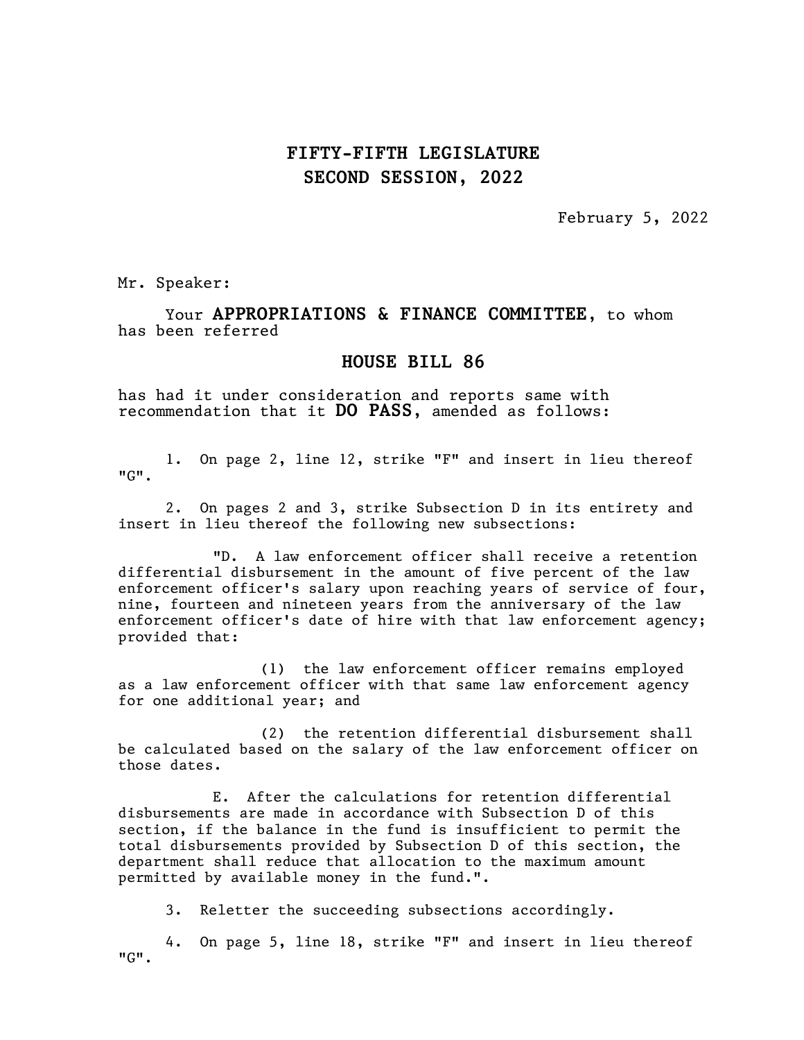# FIFTY-FIFTH LEGISLATURE
# SECOND SESSION, 2022

February 5, 2022

Mr. Speaker:

Your **APPROPRIATIONS & FINANCE COMMITTEE**, to whom has been referred

## HOUSE BILL 86

has had it under consideration and reports same with recommendation that it **DO PASS**, amended as follows:

1. On page 2, line 12, strike "F" and insert in lieu thereof "G".

2. On pages 2 and 3, strike Subsection D in its entirety and insert in lieu thereof the following new subsections:

"D. A law enforcement officer shall receive a retention differential disbursement in the amount of five percent of the law enforcement officer's salary upon reaching years of service of four, nine, fourteen and nineteen years from the anniversary of the law enforcement officer's date of hire with that law enforcement agency; provided that:

(1) the law enforcement officer remains employed as a law enforcement officer with that same law enforcement agency for one additional year; and

(2) the retention differential disbursement shall be calculated based on the salary of the law enforcement officer on those dates.

E. After the calculations for retention differential disbursements are made in accordance with Subsection D of this section, if the balance in the fund is insufficient to permit the total disbursements provided by Subsection D of this section, the department shall reduce that allocation to the maximum amount permitted by available money in the fund.".

3. Reletter the succeeding subsections accordingly.

4. On page 5, line 18, strike "F" and insert in lieu thereof "G".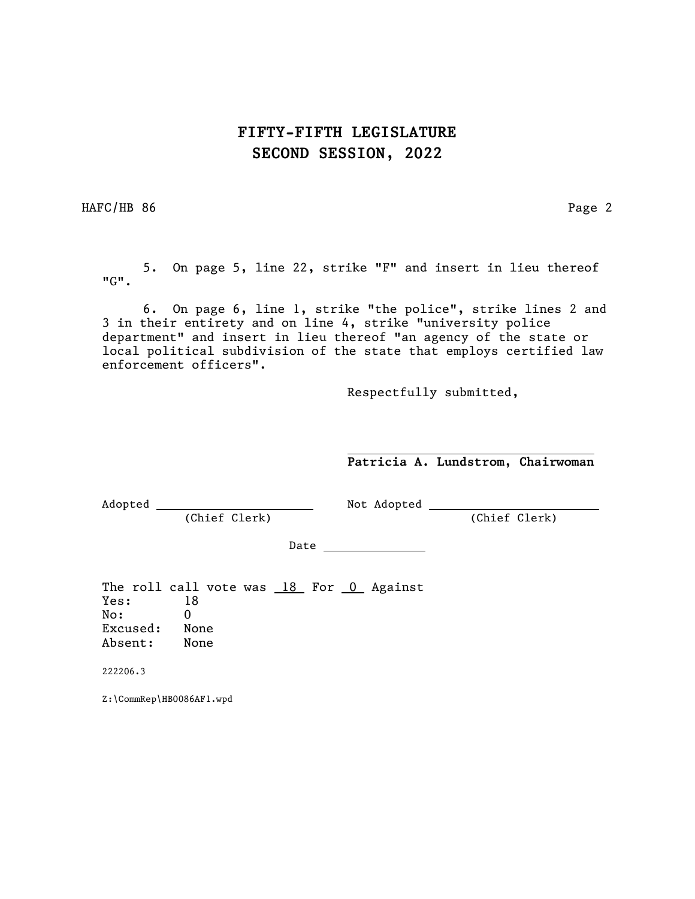# FIFTY-FIFTH LEGISLATURE
# SECOND SESSION, 2022

HAFC/HB 86

5. On page 5, line 22, strike "F" and insert in lieu thereof "G".

6. On page 6, line 1, strike "the police", strike lines 2 and 3 in their entirety and on line 4, strike "university police department" and insert in lieu thereof "an agency of the state or local political subdivision of the state that employs certified law enforcement officers".

Respectfully submitted,

___________________________________
**Patricia A. Lundstrom, Chairwoman**

Adopted ______________________ (Chief Clerk)

Not Adopted ______________________ (Chief Clerk)

Date _______________

The roll call vote was 18 For 0 Against

Yes: 18

No: 0

Excused: None

Absent: None

222206.3

Z:\CommRep\HB0086AF1.wpd